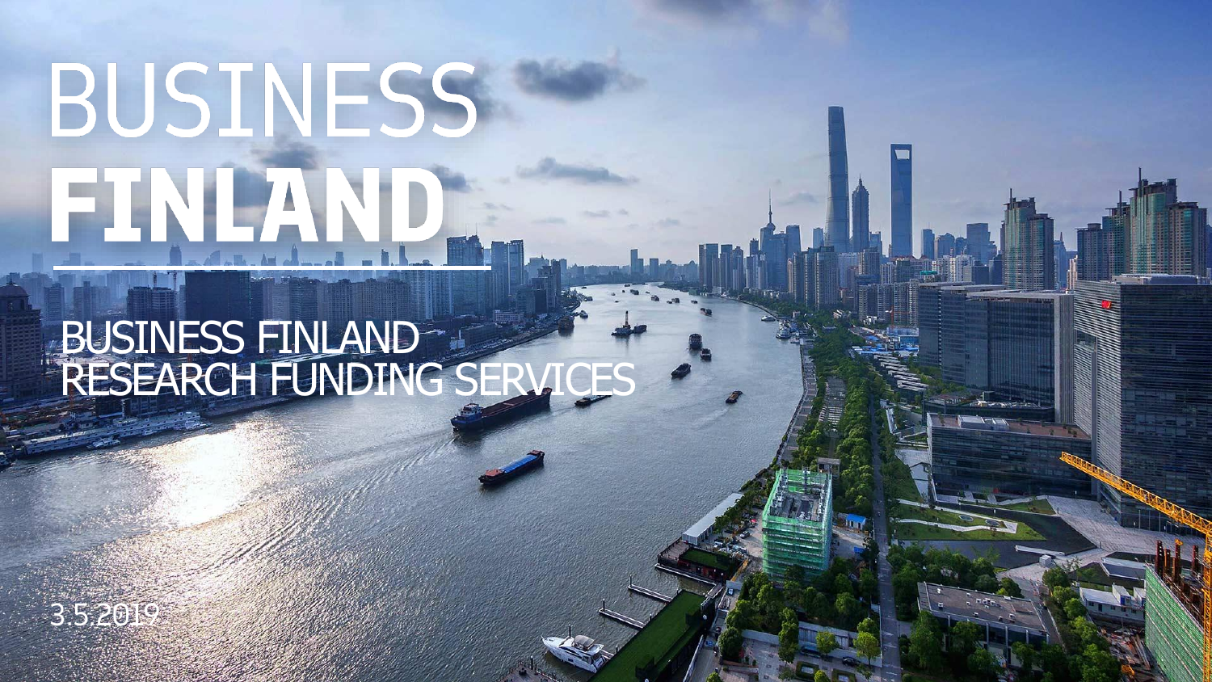# BUSINESS FINLAND

## BUSINESS FINLAND RESEARCH FUNDING SERVICES

3.5.2019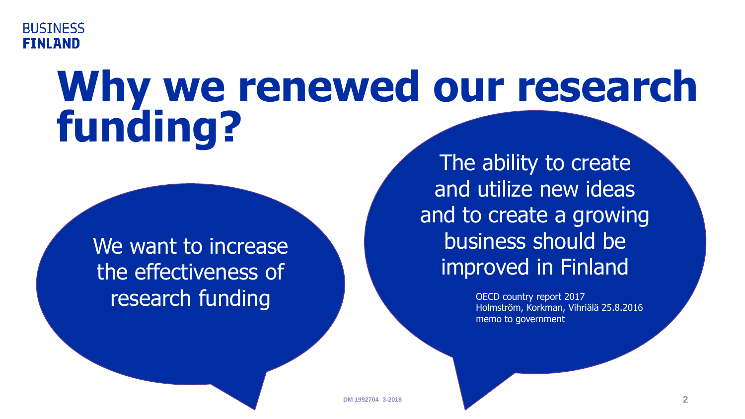# Why we renewed our research funding?

We want to increase the effectiveness of research funding

The ability to create and utilize new ideas and to create a growing business should be improved in Finland

OECD country report 2017
Holmström, Korkman, Vihriälä 25.8.2016 memo to government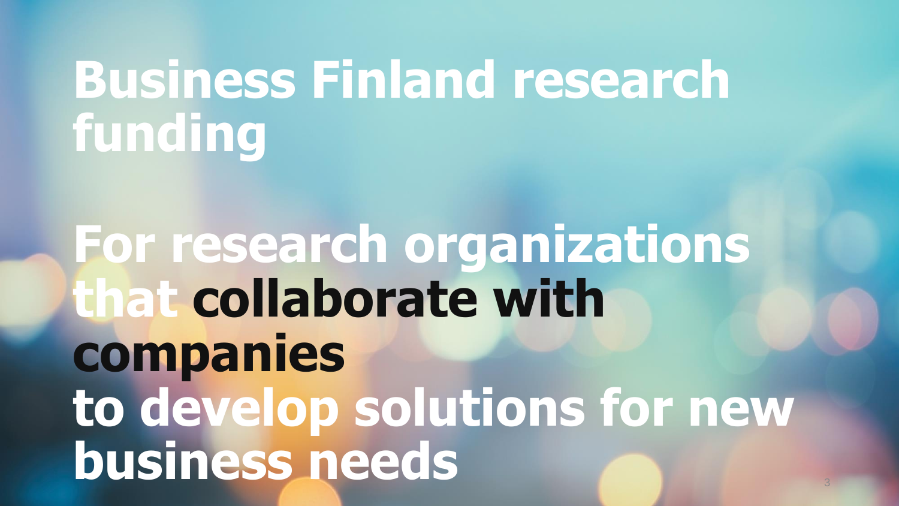# Business Finland research funding

## For research organizations that **collaborate with companies** to develop solutions for new business needs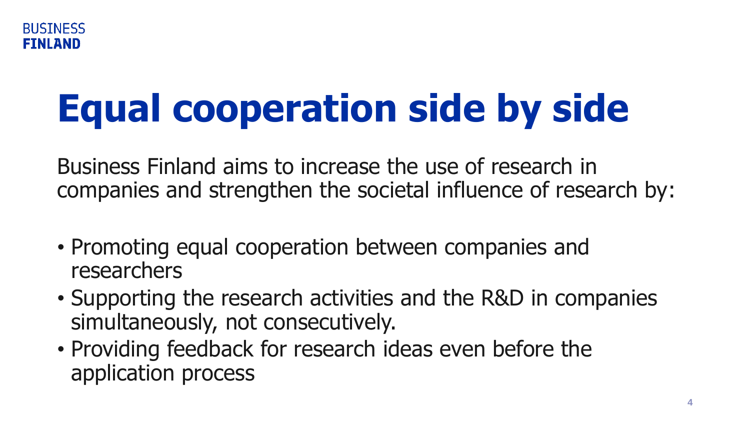# Equal cooperation side by side

Business Finland aims to increase the use of research in companies and strengthen the societal influence of research by:

- Promoting equal cooperation between companies and researchers
- Supporting the research activities and the R&D in companies simultaneously, not consecutively.
- Providing feedback for research ideas even before the application process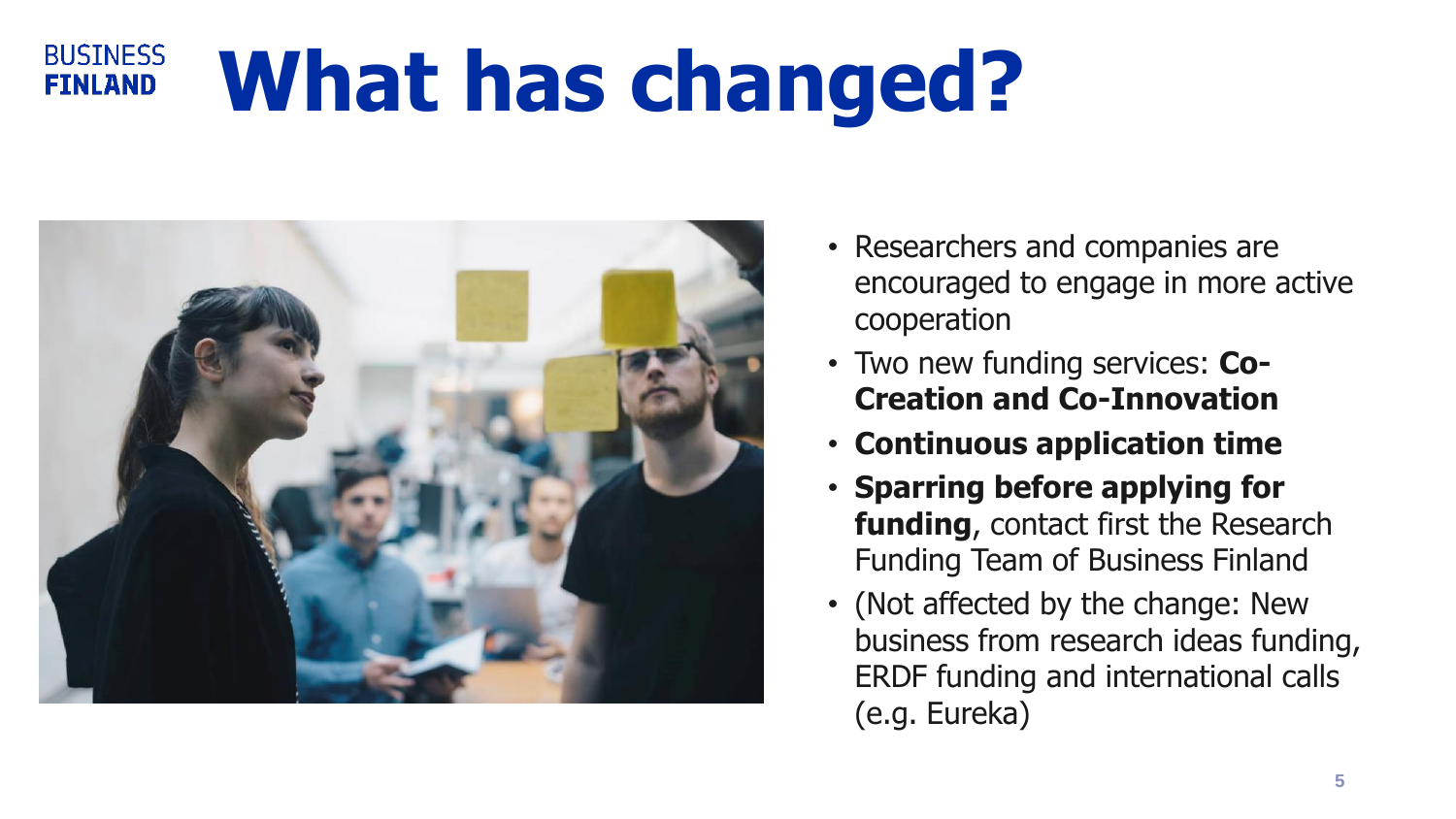# What has changed?

- Researchers and companies are encouraged to engage in more active cooperation
- Two new funding services: **Co-Creation and Co-Innovation**
- **Continuous application time**
- **Sparring before applying for funding**, contact first the Research Funding Team of Business Finland
- (Not affected by the change: New business from research ideas funding, ERDF funding and international calls (e.g. Eureka)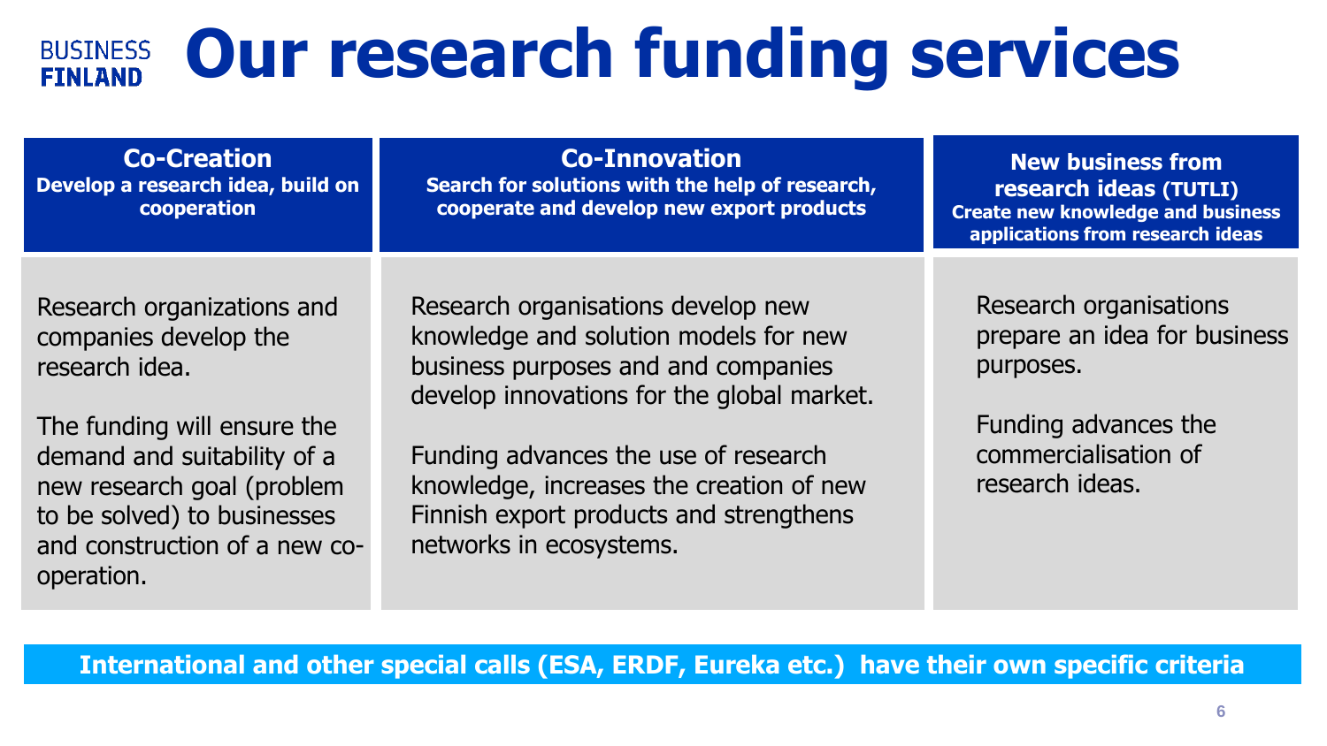BUSINESS FINLAND

# Our research funding services

| **Co-Creation**<br>**Develop a research idea, build on cooperation** | **Co-Innovation**<br>**Search for solutions with the help of research, cooperate and develop new export products** | **New business from research ideas (TUTLI)**<br>**Create new knowledge and business applications from research ideas** |
|---|---|---|
| Research organizations and companies develop the research idea.<br><br>The funding will ensure the demand and suitability of a new research goal (problem to be solved) to businesses and construction of a new co-operation. | Research organisations develop new knowledge and solution models for new business purposes and and companies develop innovations for the global market.<br><br>Funding advances the use of research knowledge, increases the creation of new Finnish export products and strengthens networks in ecosystems. | Research organisations prepare an idea for business purposes.<br><br>Funding advances the commercialisation of research ideas. |

**International and other special calls (ESA, ERDF, Eureka etc.) have their own specific criteria**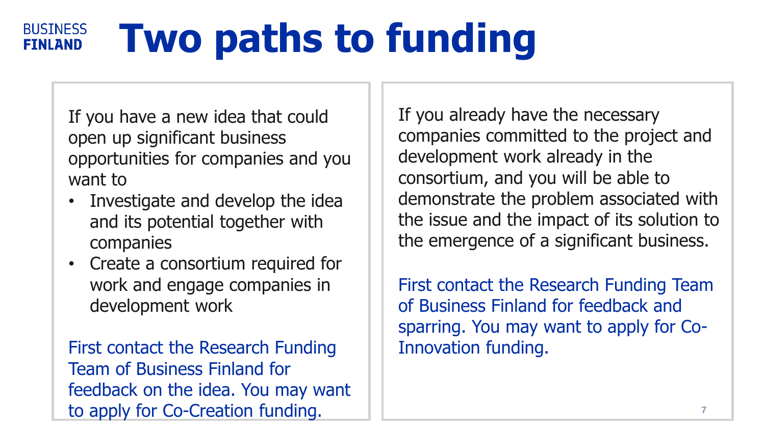# Two paths to funding

If you have a new idea that could open up significant business opportunities for companies and you want to

- Investigate and develop the idea and its potential together with companies
- Create a consortium required for work and engage companies in development work

First contact the Research Funding Team of Business Finland for feedback on the idea. You may want to apply for Co-Creation funding.

If you already have the necessary companies committed to the project and development work already in the consortium, and you will be able to demonstrate the problem associated with the issue and the impact of its solution to the emergence of a significant business.

First contact the Research Funding Team of Business Finland for feedback and sparring. You may want to apply for Co-Innovation funding.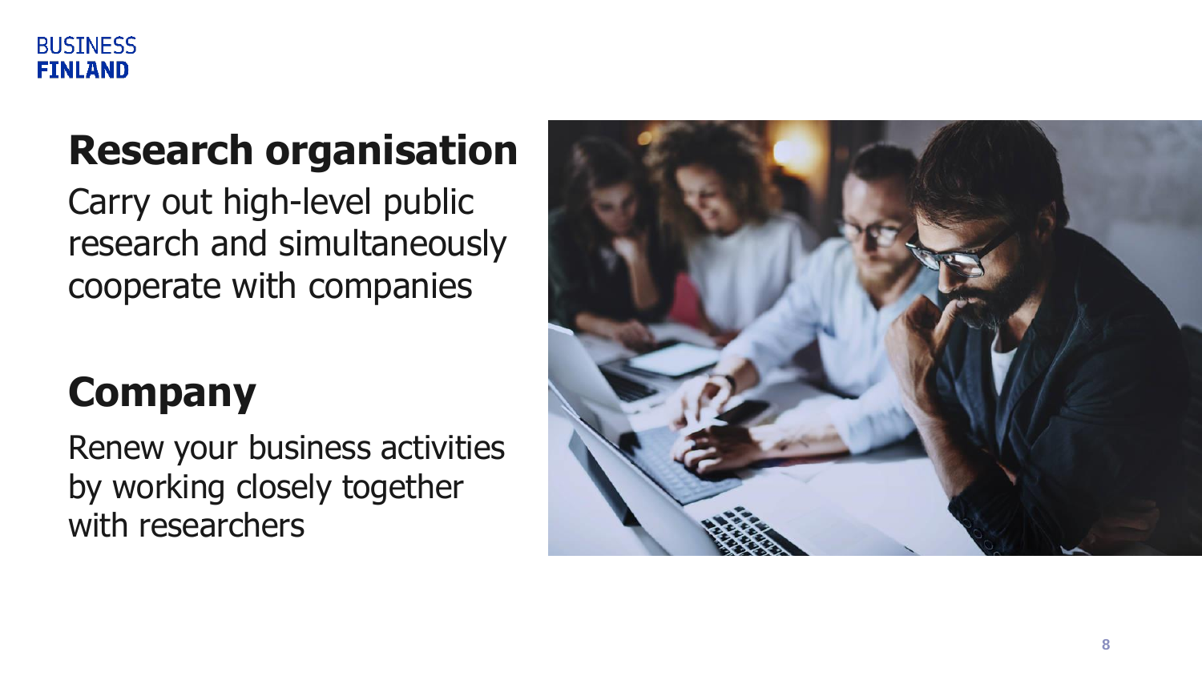## Research organisation

Carry out high-level public research and simultaneously cooperate with companies

## Company

Renew your business activities by working closely together with researchers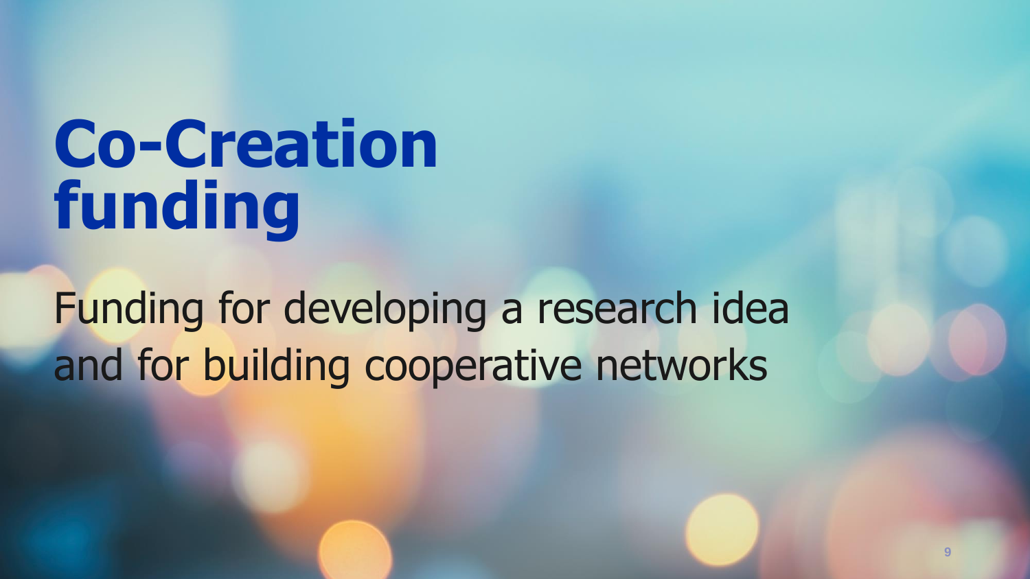# Co-Creation funding

Funding for developing a research idea and for building cooperative networks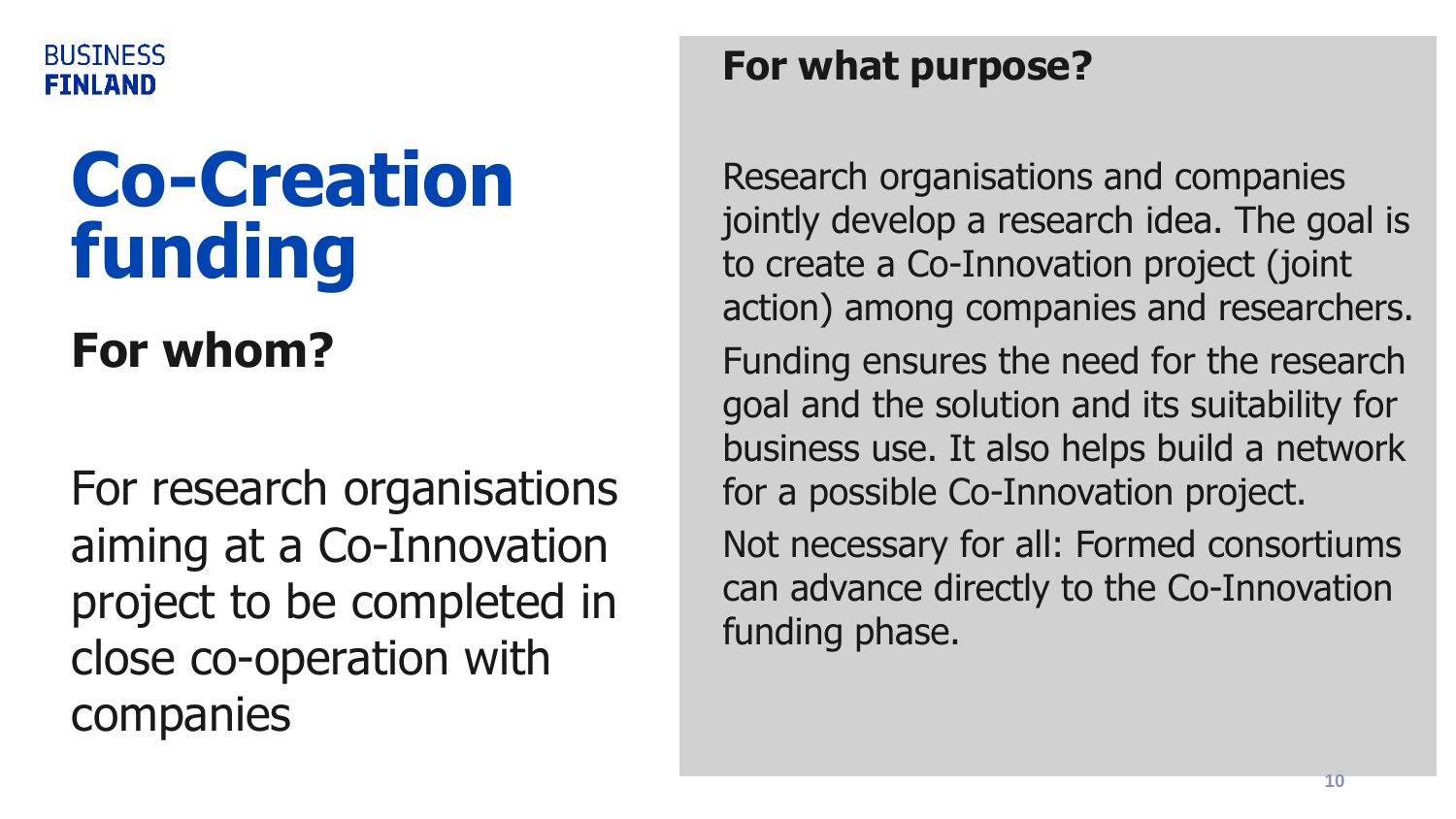BUSINESS
FINLAND

# Co-Creation funding

## For whom?

For research organisations aiming at a Co-Innovation project to be completed in close co-operation with companies

## For what purpose?

Research organisations and companies jointly develop a research idea. The goal is to create a Co-Innovation project (joint action) among companies and researchers.

Funding ensures the need for the research goal and the solution and its suitability for business use. It also helps build a network for a possible Co-Innovation project.

Not necessary for all: Formed consortiums can advance directly to the Co-Innovation funding phase.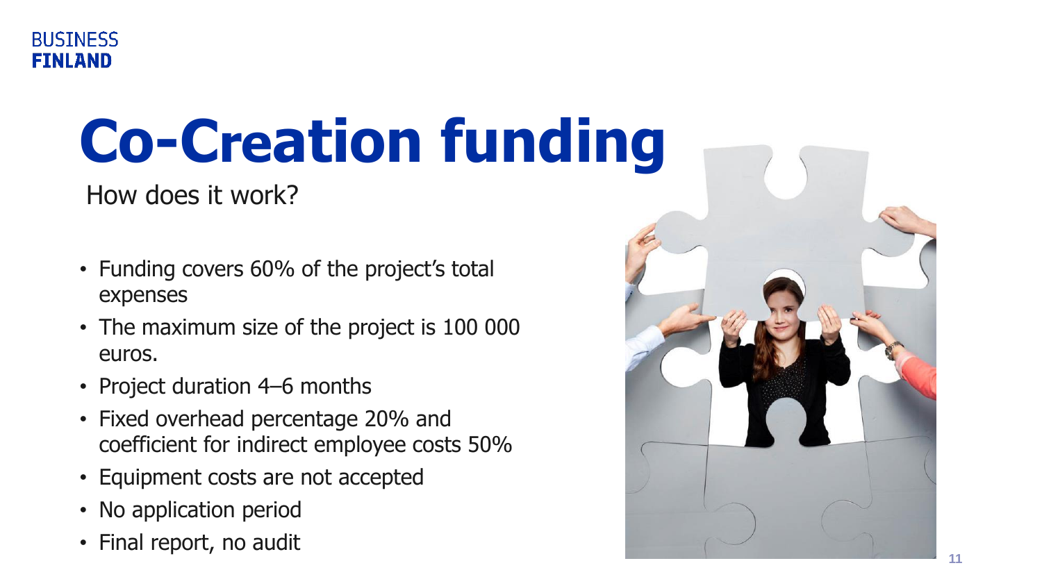# Co-Creation funding

How does it work?

- Funding covers 60% of the project's total expenses
- The maximum size of the project is 100 000 euros.
- Project duration 4–6 months
- Fixed overhead percentage 20% and coefficient for indirect employee costs 50%
- Equipment costs are not accepted
- No application period
- Final report, no audit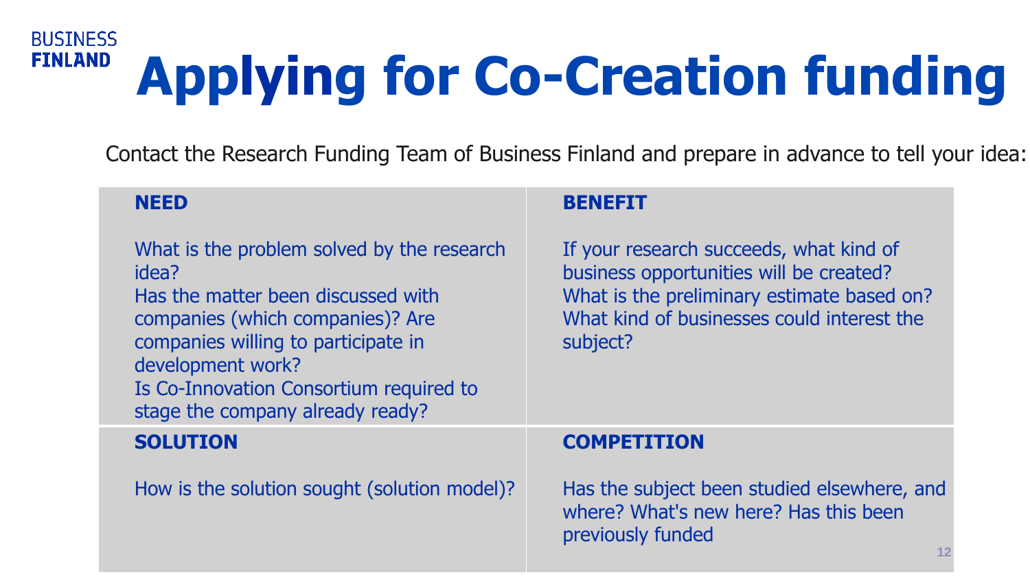BUSINESS
FINLAND

# Applying for Co-Creation funding

Contact the Research Funding Team of Business Finland and prepare in advance to tell your idea:

| **NEED** | **BENEFIT** |
|---|---|
| What is the problem solved by the research idea?<br>Has the matter been discussed with companies (which companies)? Are companies willing to participate in development work?<br>Is Co-Innovation Consortium required to stage the company already ready? | If your research succeeds, what kind of business opportunities will be created?<br>What is the preliminary estimate based on?<br>What kind of businesses could interest the subject? |
| **SOLUTION** | **COMPETITION** |
| How is the solution sought (solution model)? | Has the subject been studied elsewhere, and where? What's new here? Has this been previously funded |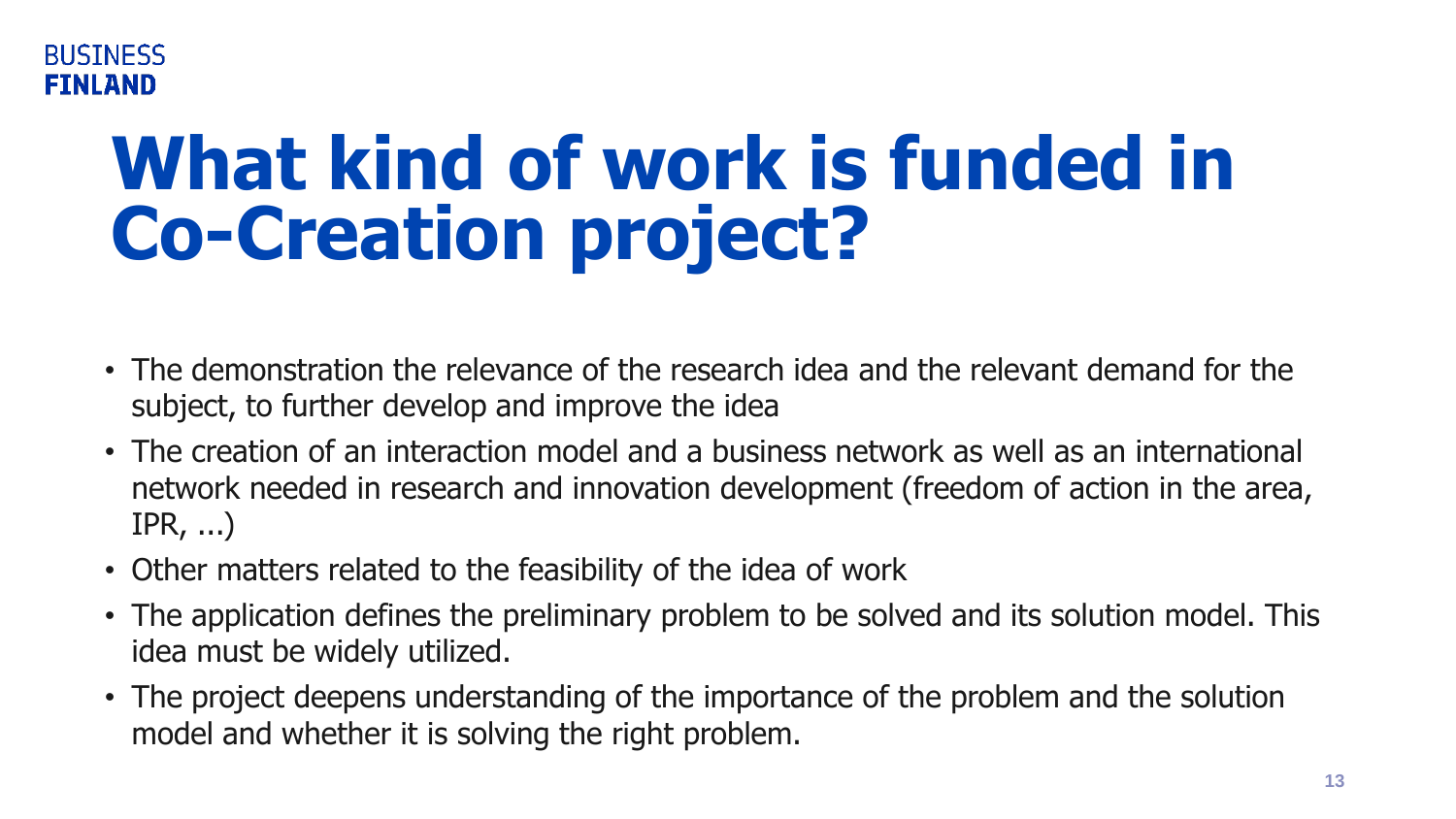# What kind of work is funded in Co-Creation project?

- The demonstration the relevance of the research idea and the relevant demand for the subject, to further develop and improve the idea
- The creation of an interaction model and a business network as well as an international network needed in research and innovation development (freedom of action in the area, IPR, ...)
- Other matters related to the feasibility of the idea of work
- The application defines the preliminary problem to be solved and its solution model. This idea must be widely utilized.
- The project deepens understanding of the importance of the problem and the solution model and whether it is solving the right problem.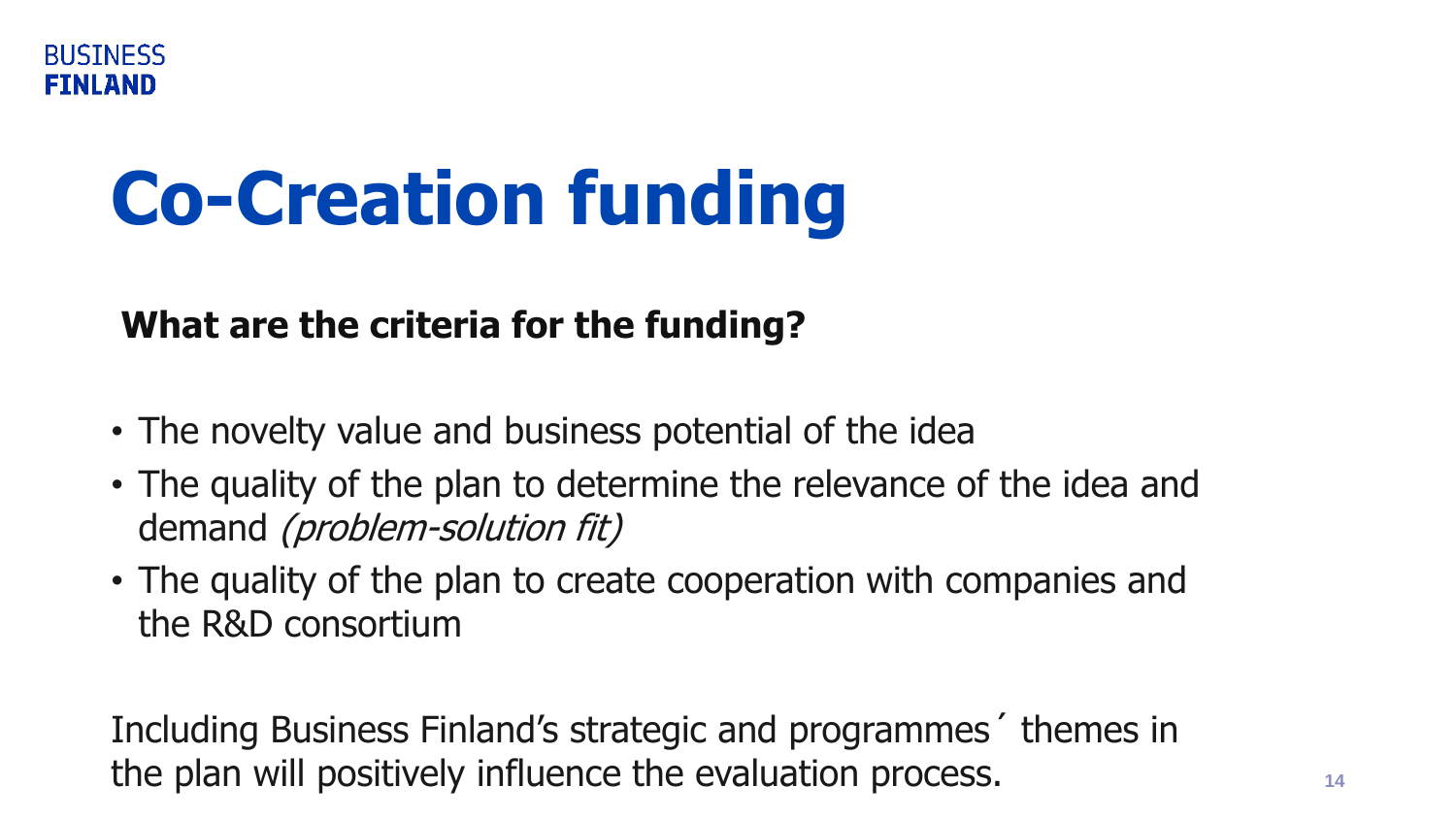BUSINESS FINLAND

# Co-Creation funding

**What are the criteria for the funding?**

- The novelty value and business potential of the idea
- The quality of the plan to determine the relevance of the idea and demand *(problem-solution fit)*
- The quality of the plan to create cooperation with companies and the R&D consortium

Including Business Finland’s strategic and programmes´ themes in the plan will positively influence the evaluation process.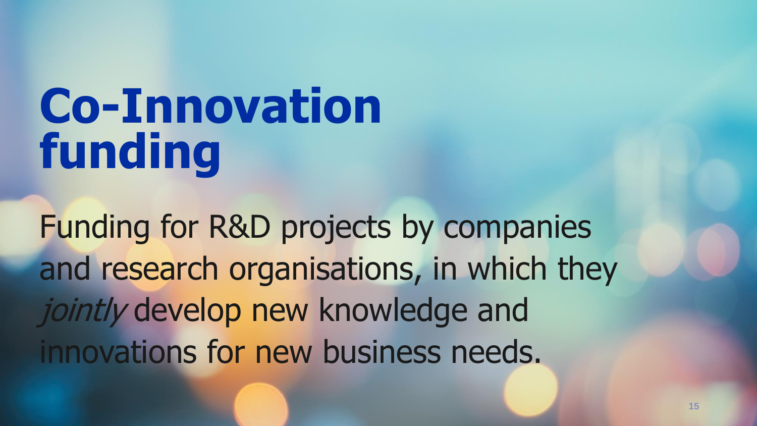# Co-Innovation funding

Funding for R&D projects by companies and research organisations, in which they *jointly* develop new knowledge and innovations for new business needs.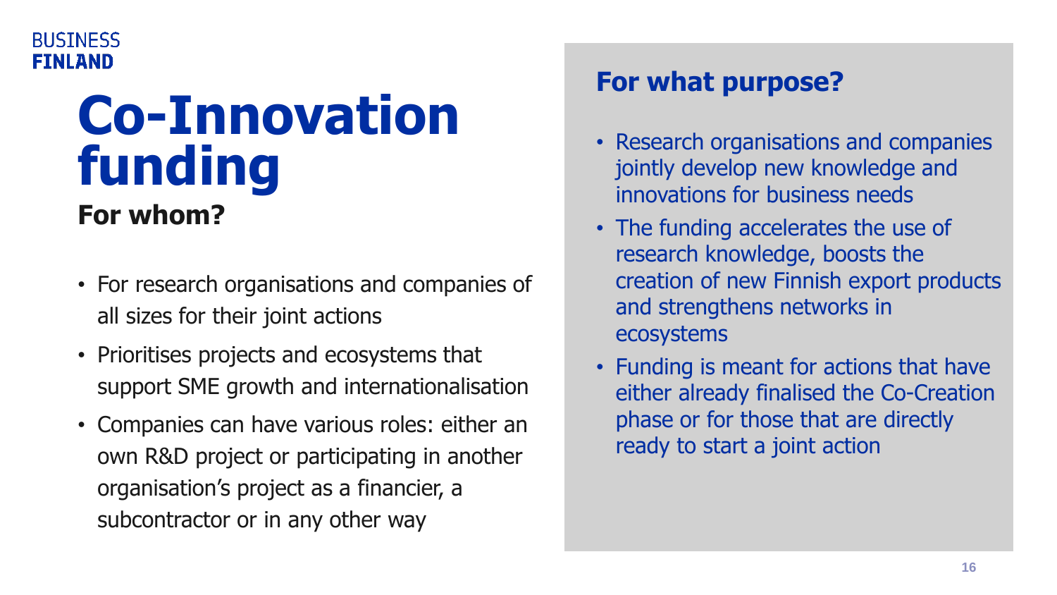BUSINESS FINLAND

# Co-Innovation funding

## For whom?

- For research organisations and companies of all sizes for their joint actions
- Prioritises projects and ecosystems that support SME growth and internationalisation
- Companies can have various roles: either an own R&D project or participating in another organisation's project as a financier, a subcontractor or in any other way

## For what purpose?

- Research organisations and companies jointly develop new knowledge and innovations for business needs
- The funding accelerates the use of research knowledge, boosts the creation of new Finnish export products and strengthens networks in ecosystems
- Funding is meant for actions that have either already finalised the Co-Creation phase or for those that are directly ready to start a joint action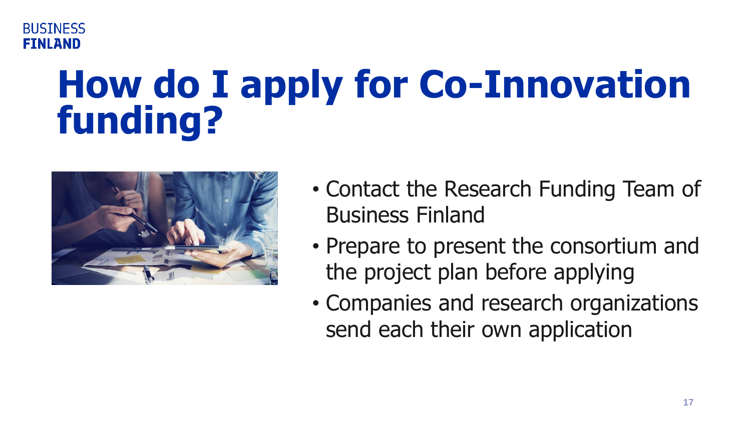BUSINESS FINLAND

# How do I apply for Co-Innovation funding?

- Contact the Research Funding Team of Business Finland
- Prepare to present the consortium and the project plan before applying
- Companies and research organizations send each their own application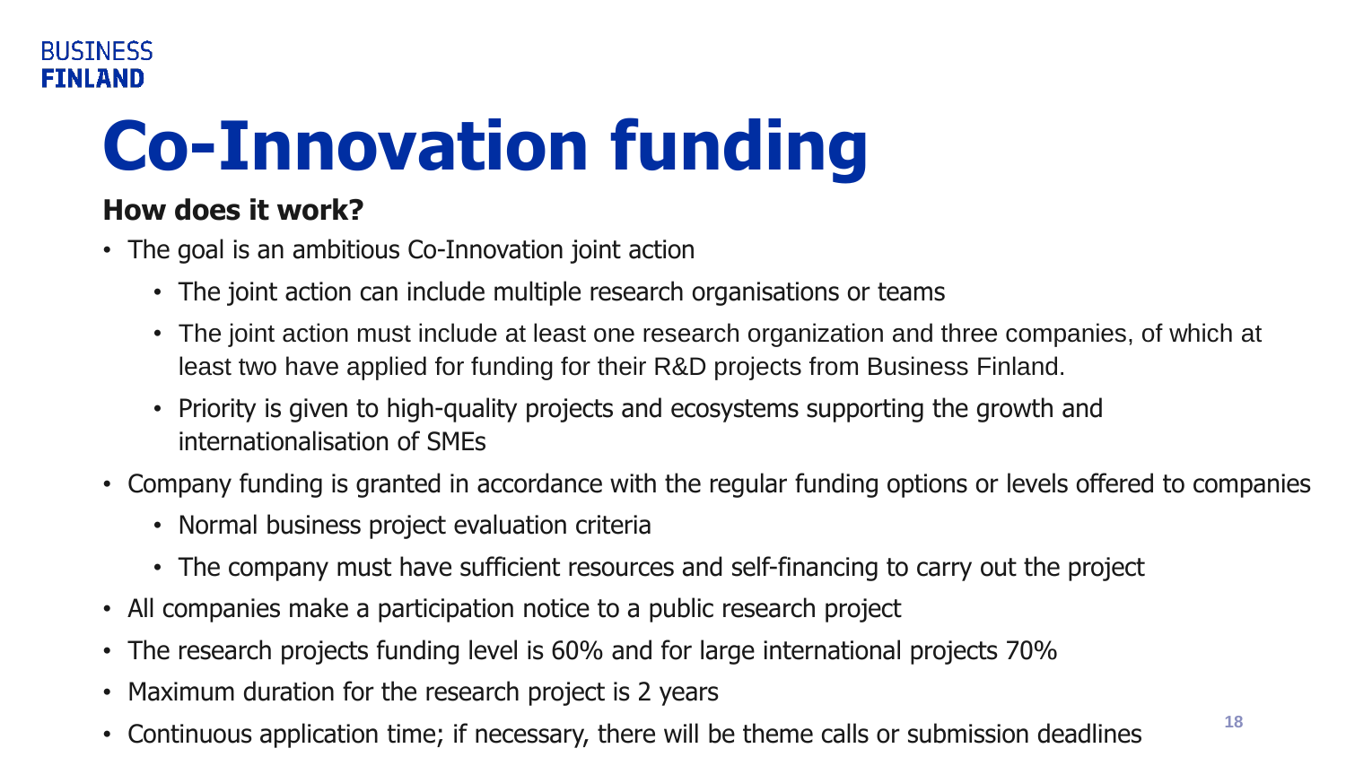# Co-Innovation funding

**How does it work?**

- The goal is an ambitious Co-Innovation joint action
  - The joint action can include multiple research organisations or teams
  - The joint action must include at least one research organization and three companies, of which at least two have applied for funding for their R&D projects from Business Finland.
  - Priority is given to high-quality projects and ecosystems supporting the growth and internationalisation of SMEs
- Company funding is granted in accordance with the regular funding options or levels offered to companies
  - Normal business project evaluation criteria
  - The company must have sufficient resources and self-financing to carry out the project
- All companies make a participation notice to a public research project
- The research projects funding level is 60% and for large international projects 70%
- Maximum duration for the research project is 2 years
- Continuous application time; if necessary, there will be theme calls or submission deadlines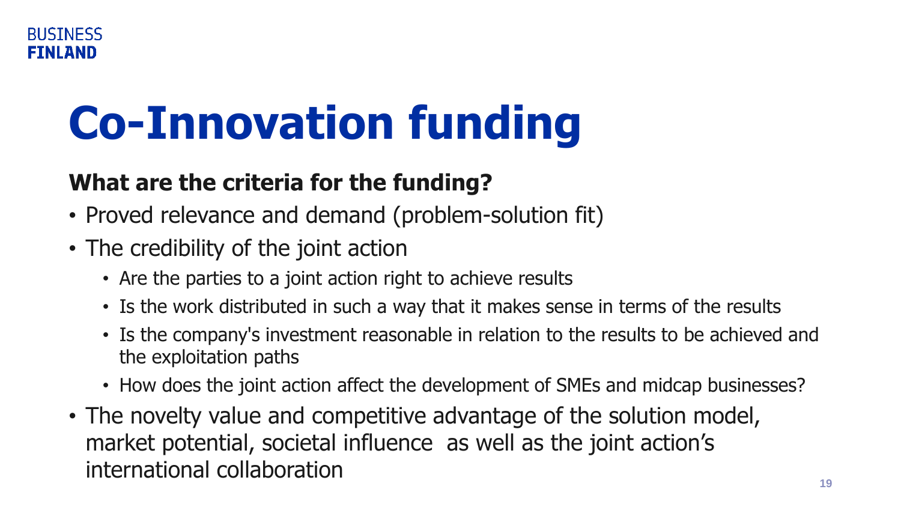# Co-Innovation funding

## What are the criteria for the funding?

- Proved relevance and demand (problem-solution fit)
- The credibility of the joint action
  - Are the parties to a joint action right to achieve results
  - Is the work distributed in such a way that it makes sense in terms of the results
  - Is the company's investment reasonable in relation to the results to be achieved and the exploitation paths
  - How does the joint action affect the development of SMEs and midcap businesses?
- The novelty value and competitive advantage of the solution model, market potential, societal influence as well as the joint action's international collaboration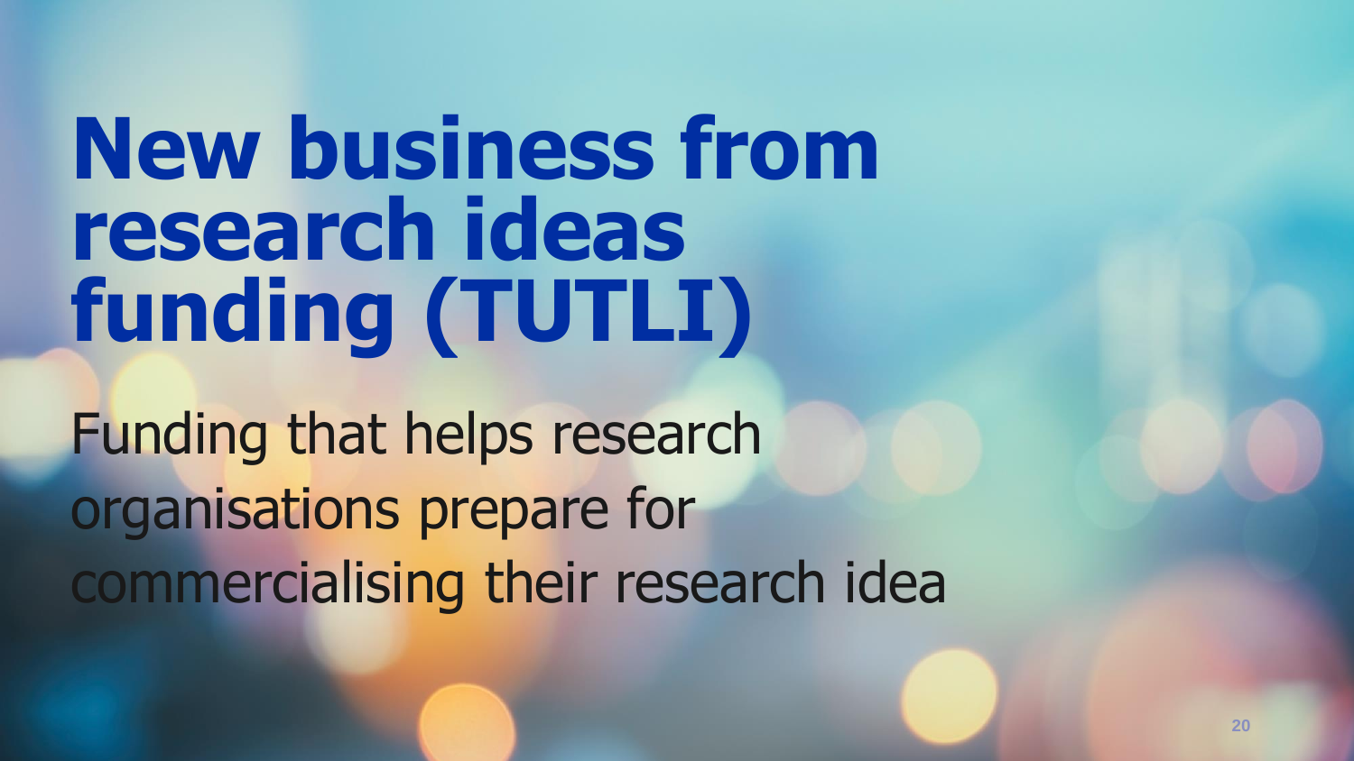# New business from research ideas funding (TUTLI)

Funding that helps research organisations prepare for commercialising their research idea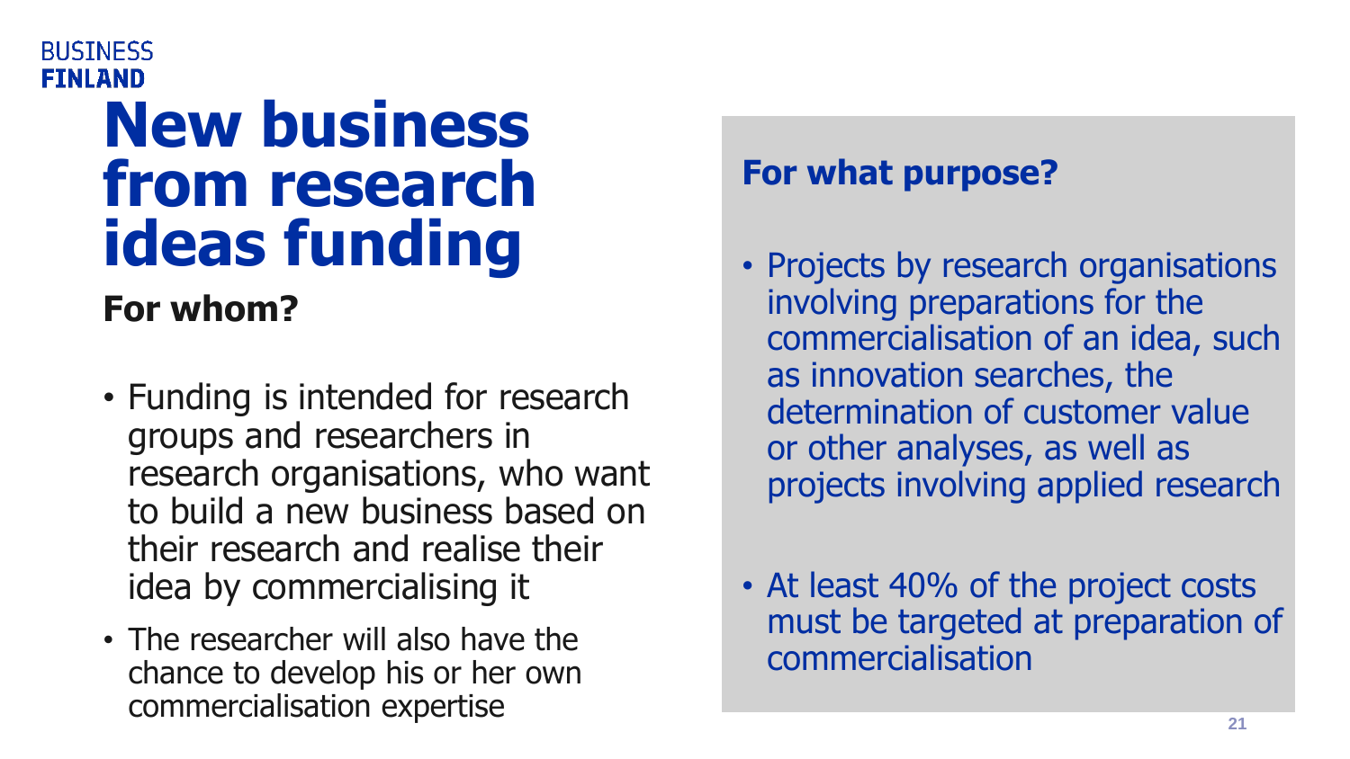BUSINESS FINLAND

# New business from research ideas funding

## For whom?

- Funding is intended for research groups and researchers in research organisations, who want to build a new business based on their research and realise their idea by commercialising it
- The researcher will also have the chance to develop his or her own commercialisation expertise

## For what purpose?

- Projects by research organisations involving preparations for the commercialisation of an idea, such as innovation searches, the determination of customer value or other analyses, as well as projects involving applied research
- At least 40% of the project costs must be targeted at preparation of commercialisation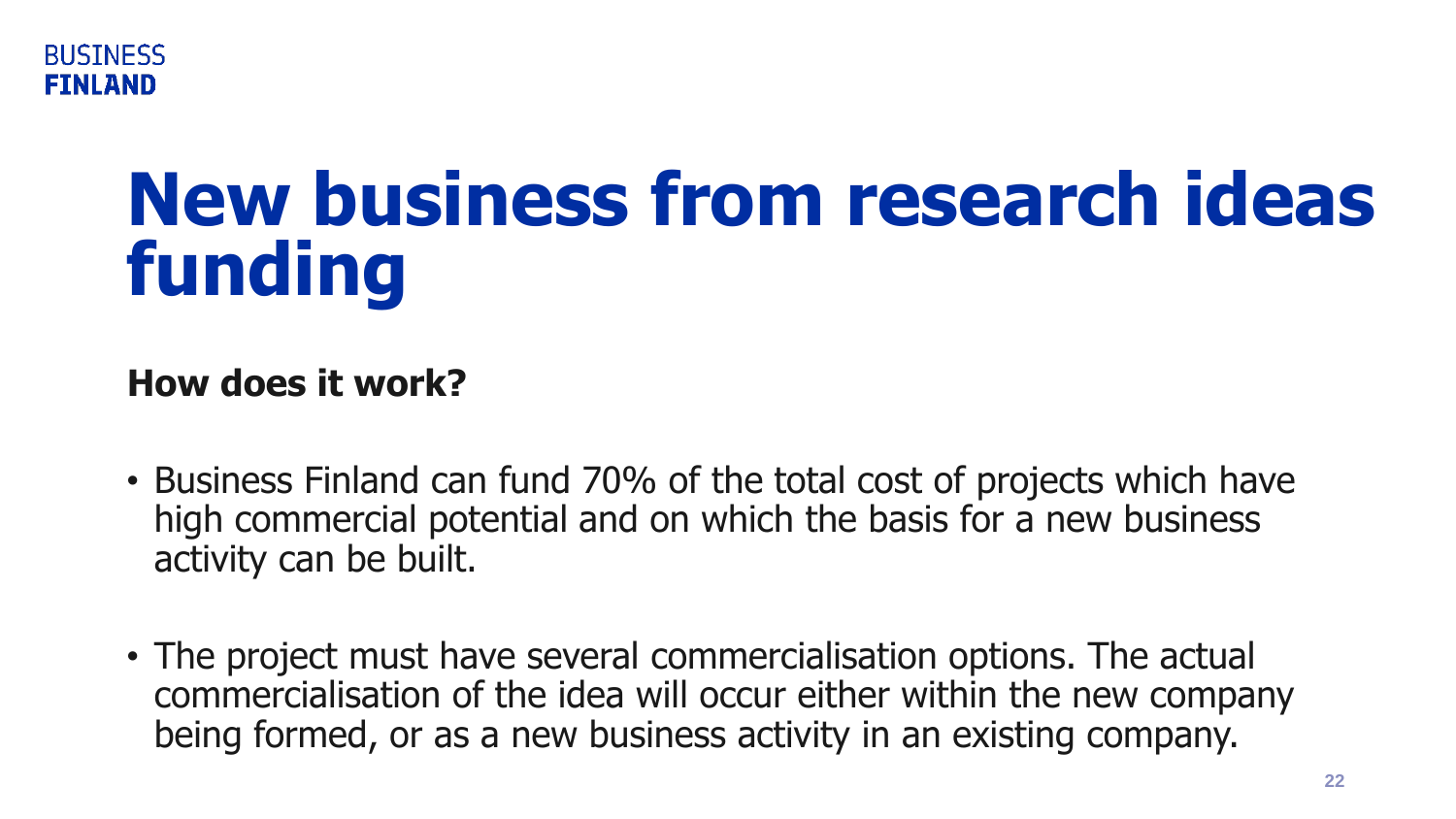# New business from research ideas funding

**How does it work?**

- Business Finland can fund 70% of the total cost of projects which have high commercial potential and on which the basis for a new business activity can be built.
- The project must have several commercialisation options. The actual commercialisation of the idea will occur either within the new company being formed, or as a new business activity in an existing company.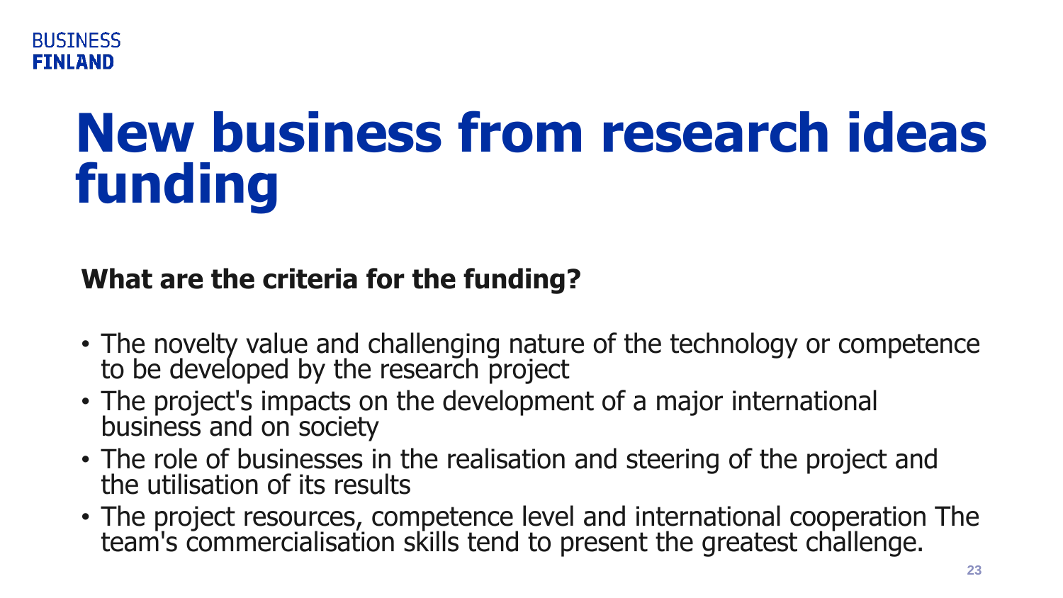# New business from research ideas funding

**What are the criteria for the funding?**

- The novelty value and challenging nature of the technology or competence to be developed by the research project
- The project's impacts on the development of a major international business and on society
- The role of businesses in the realisation and steering of the project and the utilisation of its results
- The project resources, competence level and international cooperation The team's commercialisation skills tend to present the greatest challenge.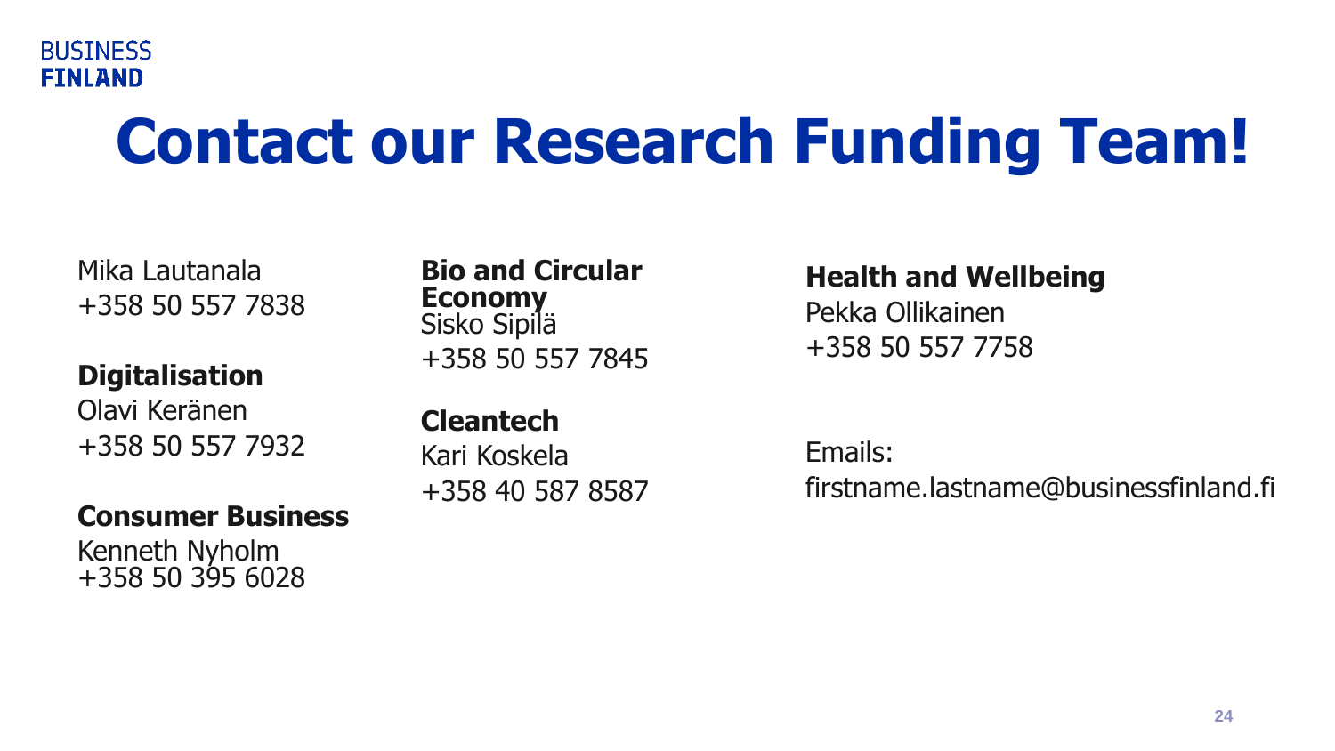BUSINESS FINLAND

# Contact our Research Funding Team!

Mika Lautanala
+358 50 557 7838

**Digitalisation**
Olavi Keränen
+358 50 557 7932

**Consumer Business**
Kenneth Nyholm
+358 50 395 6028

**Bio and Circular Economy**
Sisko Sipilä
+358 50 557 7845

**Cleantech**
Kari Koskela
+358 40 587 8587

**Health and Wellbeing**
Pekka Ollikainen
+358 50 557 7758

Emails:
firstname.lastname@businessfinland.fi